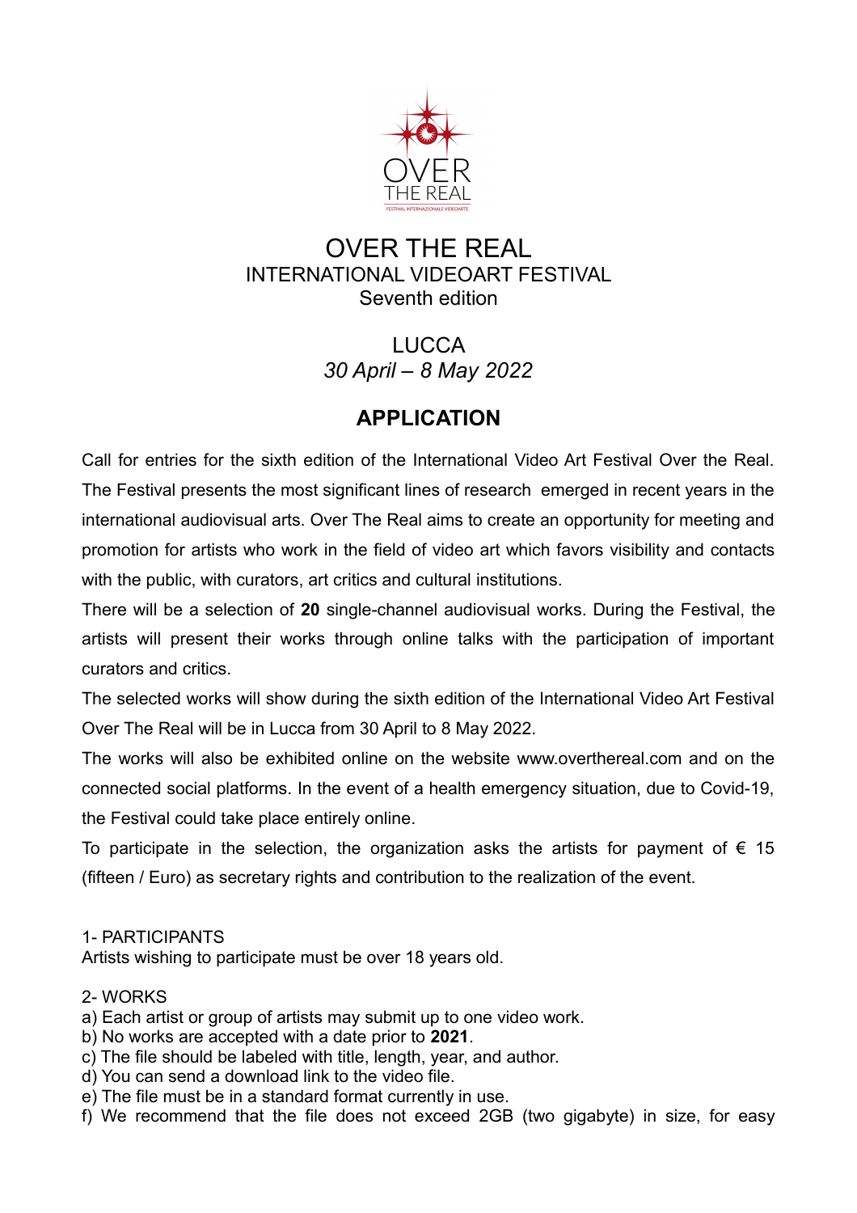# OVER THE REAL
## INTERNATIONAL VIDEOART FESTIVAL
### Seventh edition

### LUCCA
*30 April – 8 May 2022*

## APPLICATION

Call for entries for the sixth edition of the International Video Art Festival Over the Real. The Festival presents the most significant lines of research emerged in recent years in the international audiovisual arts. Over The Real aims to create an opportunity for meeting and promotion for artists who work in the field of video art which favors visibility and contacts with the public, with curators, art critics and cultural institutions.

There will be a selection of **20** single-channel audiovisual works. During the Festival, the artists will present their works through online talks with the participation of important curators and critics.

The selected works will show during the sixth edition of the International Video Art Festival Over The Real will be in Lucca from 30 April to 8 May 2022.

The works will also be exhibited online on the website www.overthereal.com and on the connected social platforms. In the event of a health emergency situation, due to Covid-19, the Festival could take place entirely online.

To participate in the selection, the organization asks the artists for payment of € 15 (fifteen / Euro) as secretary rights and contribution to the realization of the event.

1- PARTICIPANTS
Artists wishing to participate must be over 18 years old.

2- WORKS
a) Each artist or group of artists may submit up to one video work.
b) No works are accepted with a date prior to **2021**.
c) The file should be labeled with title, length, year, and author.
d) You can send a download link to the video file.
e) The file must be in a standard format currently in use.
f) We recommend that the file does not exceed 2GB (two gigabyte) in size, for easy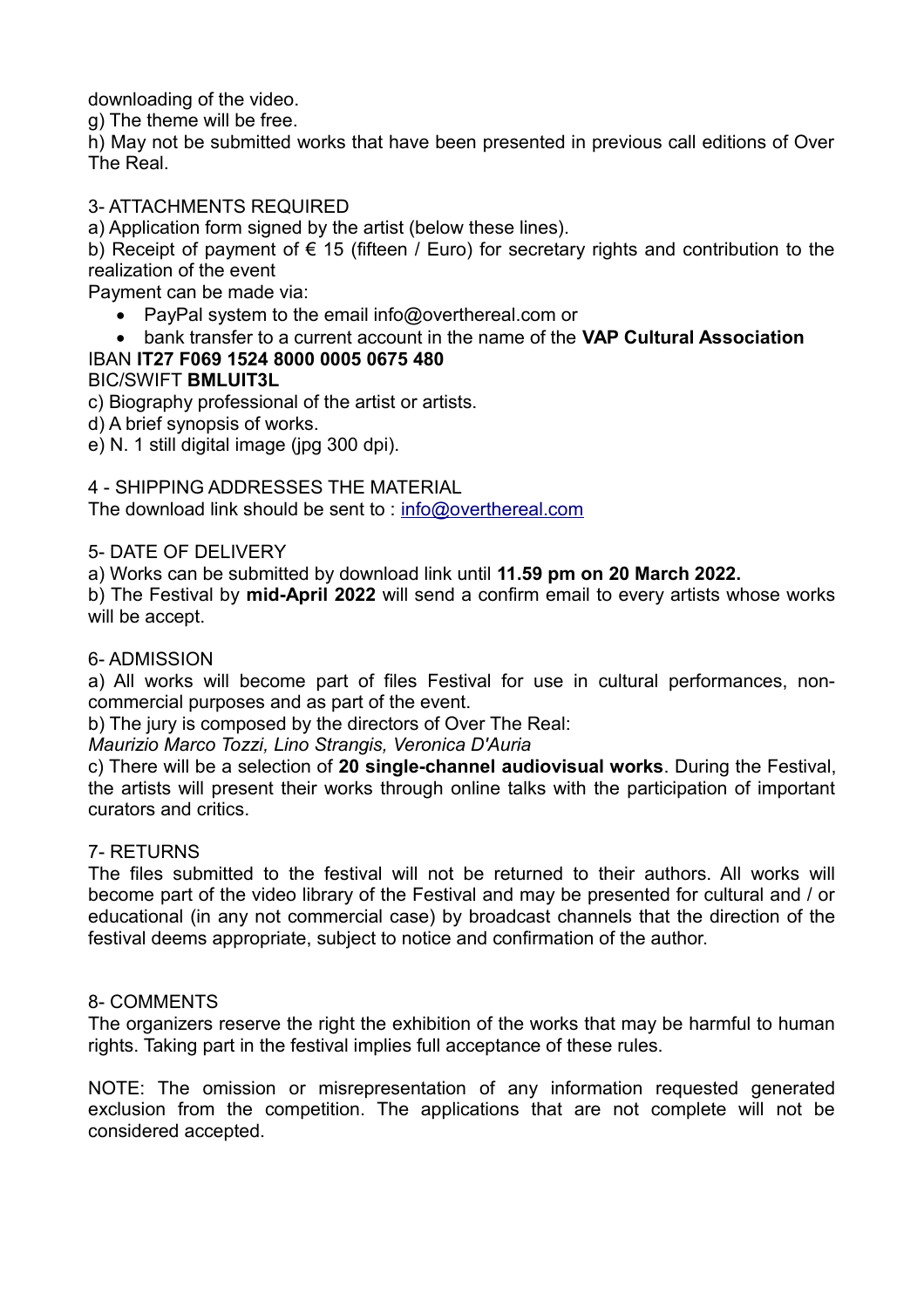downloading of the video.

g) The theme will be free.

h) May not be submitted works that have been presented in previous call editions of Over The Real.

3- ATTACHMENTS REQUIRED

a) Application form signed by the artist (below these lines).

b) Receipt of payment of € 15 (fifteen / Euro) for secretary rights and contribution to the realization of the event

Payment can be made via:

- PayPal system to the email info@overthereal.com or
- bank transfer to a current account in the name of the **VAP Cultural Association**

IBAN **IT27 F069 1524 8000 0005 0675 480**

BIC/SWIFT **BMLUIT3L**

c) Biography professional of the artist or artists.

d) A brief synopsis of works.

e) N. 1 still digital image (jpg 300 dpi).

4 - SHIPPING ADDRESSES THE MATERIAL

The download link should be sent to : info@overthereal.com

5- DATE OF DELIVERY

a) Works can be submitted by download link until **11.59 pm on 20 March 2022.**

b) The Festival by **mid-April 2022** will send a confirm email to every artists whose works will be accept.

6- ADMISSION

a) All works will become part of files Festival for use in cultural performances, non-commercial purposes and as part of the event.

b) The jury is composed by the directors of Over The Real:

*Maurizio Marco Tozzi, Lino Strangis, Veronica D'Auria*

c) There will be a selection of **20 single-channel audiovisual works**. During the Festival, the artists will present their works through online talks with the participation of important curators and critics.

7- RETURNS

The files submitted to the festival will not be returned to their authors. All works will become part of the video library of the Festival and may be presented for cultural and / or educational (in any not commercial case) by broadcast channels that the direction of the festival deems appropriate, subject to notice and confirmation of the author.

8- COMMENTS

The organizers reserve the right the exhibition of the works that may be harmful to human rights. Taking part in the festival implies full acceptance of these rules.

NOTE: The omission or misrepresentation of any information requested generated exclusion from the competition. The applications that are not complete will not be considered accepted.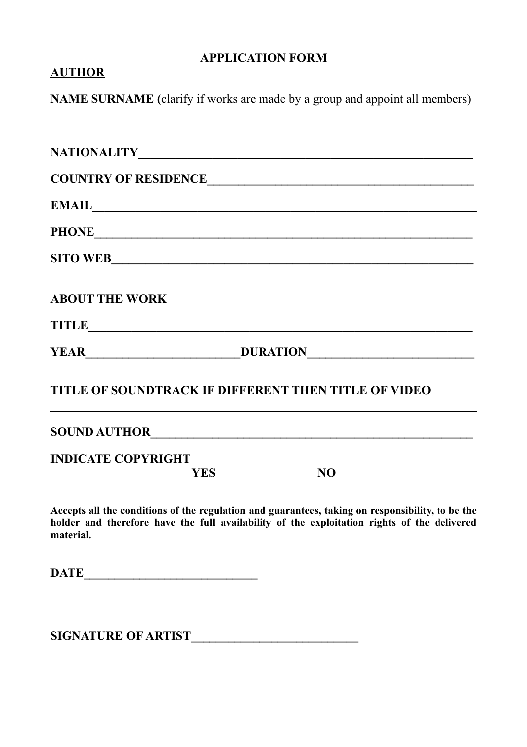# APPLICATION FORM

**AUTHOR**

**NAME SURNAME (**clarify if works are made by a group and appoint all members)

______________________________________________________________________

**NATIONALITY**______________________________________________________

**COUNTRY OF RESIDENCE**____________________________________________

**EMAIL**___________________________________________________________

**PHONE**__________________________________________________________

**SITO WEB**________________________________________________________

**ABOUT THE WORK**

**TITLE**___________________________________________________________

**YEAR**_________________________ **DURATION**__________________________

**TITLE OF SOUNDTRACK IF DIFFERENT THEN TITLE OF VIDEO**

______________________________________________________________________

**SOUND AUTHOR**____________________________________________________

**INDICATE COPYRIGHT**

**YES** **NO**

**Accepts all the conditions of the regulation and guarantees, taking on responsibility, to be the holder and therefore have the full availability of the exploitation rights of the delivered material.**

**DATE**_____________________________

**SIGNATURE OF ARTIST**___________________________